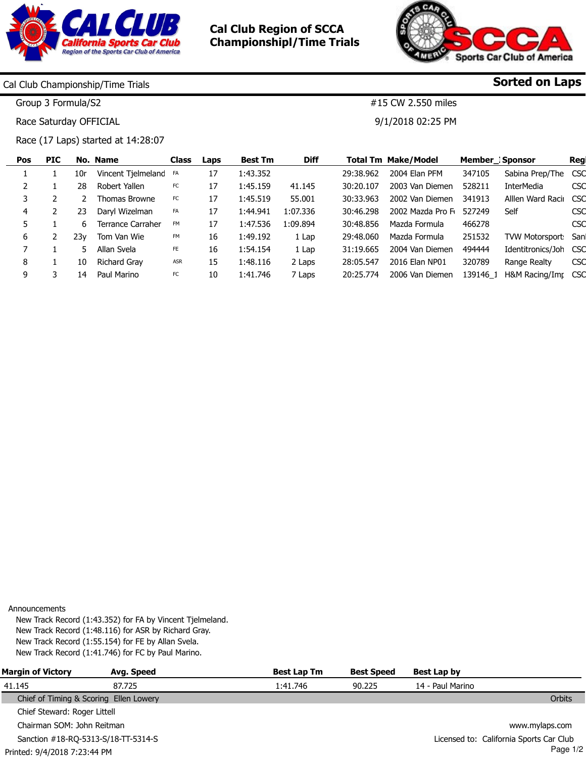# Cal Club Region of SCCA Championshipl/Time Trials

## Cal Club Championship/Time Trials

**Sorted on Laps**

Group 3 Formula/S2 — #15 CW 2.550 miles

Race Saturday OFFICIAL — 9/1/2018 02:25 PM

Race (17 Laps) started at 14:28:07

| Pos | PIC | No. | Name | Class | Laps | Best Tm | Diff | Total Tm | Make/Model | Member_ | Sponsor | Regi |
|---|---|---|---|---|---|---|---|---|---|---|---|---|
| 1 | 1 | 10r | Vincent Tjelmeland | FA | 17 | 1:43.352 | | 29:38.962 | 2004 Elan PFM | 347105 | Sabina Prep/The | CSC |
| 2 | 1 | 28 | Robert Yallen | FC | 17 | 1:45.159 | 41.145 | 30:20.107 | 2003 Van Diemen | 528211 | InterMedia | CSC |
| 3 | 2 | 2 | Thomas Browne | FC | 17 | 1:45.519 | 55.001 | 30:33.963 | 2002 Van Diemen | 341913 | Alllen Ward Racii | CSC |
| 4 | 2 | 23 | Daryl Wizelman | FA | 17 | 1:44.941 | 1:07.336 | 30:46.298 | 2002 Mazda Pro F | 527249 | Self | CSC |
| 5 | 1 | 6 | Terrance Carraher | FM | 17 | 1:47.536 | 1:09.894 | 30:48.856 | Mazda Formula | 466278 | | CSC |
| 6 | 2 | 23y | Tom Van Wie | FM | 16 | 1:49.192 | 1 Lap | 29:48.060 | Mazda Formula | 251532 | TVW Motorsport | Sanl |
| 7 | 1 | 5 | Allan Svela | FE | 16 | 1:54.154 | 1 Lap | 31:19.665 | 2004 Van Diemen | 494444 | Identitronics/Joh | CSC |
| 8 | 1 | 10 | Richard Gray | ASR | 15 | 1:48.116 | 2 Laps | 28:05.547 | 2016 Elan NP01 | 320789 | Range Realty | CSC |
| 9 | 3 | 14 | Paul Marino | FC | 10 | 1:41.746 | 7 Laps | 20:25.774 | 2006 Van Diemen | 139146_1 | H&M Racing/Imp | CSC |

Announcements

New Track Record (1:43.352) for FA by Vincent Tjelmeland.
New Track Record (1:48.116) for ASR by Richard Gray.
New Track Record (1:55.154) for FE by Allan Svela.
New Track Record (1:41.746) for FC by Paul Marino.

| Margin of Victory | Avg. Speed | Best Lap Tm | Best Speed | Best Lap by |
|---|---|---|---|---|
| 41.145 | 87.725 | 1:41.746 | 90.225 | 14 - Paul Marino |

Chief of Timing & Scoring Ellen Lowery — Orbits

Chief Steward: Roger Littell

Chairman SOM: John Reitman — www.mylaps.com

Sanction #18-RQ-5313-S/18-TT-5314-S — Licensed to: California Sports Car Club

Printed: 9/4/2018 7:23:44 PM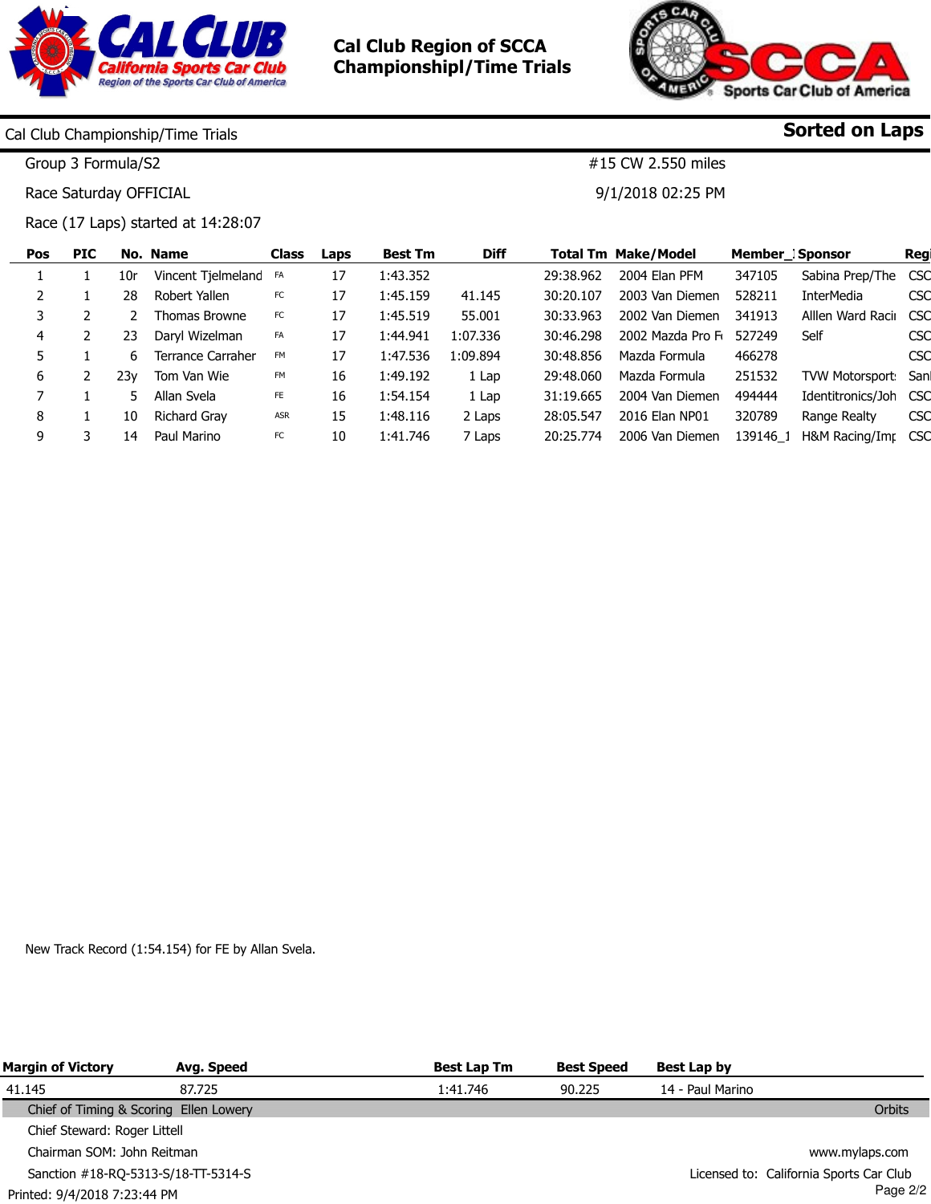# Cal Club Region of SCCA Championshipl/Time Trials

## Cal Club Championship/Time Trials

**Sorted on Laps**

Group 3 Formula/S2 — #15 CW 2.550 miles

Race Saturday OFFICIAL — 9/1/2018 02:25 PM

Race (17 Laps) started at 14:28:07

| Pos | PIC | No. | Name | Class | Laps | Best Tm | Diff | Total Tm | Make/Model | Member_ | Sponsor | Regi |
|---|---|---|---|---|---|---|---|---|---|---|---|---|
| 1 | 1 | 10r | Vincent Tjelmeland | FA | 17 | 1:43.352 | | 29:38.962 | 2004 Elan PFM | 347105 | Sabina Prep/The | CSC |
| 2 | 1 | 28 | Robert Yallen | FC | 17 | 1:45.159 | 41.145 | 30:20.107 | 2003 Van Diemen | 528211 | InterMedia | CSC |
| 3 | 2 | 2 | Thomas Browne | FC | 17 | 1:45.519 | 55.001 | 30:33.963 | 2002 Van Diemen | 341913 | Alllen Ward Racii | CSC |
| 4 | 2 | 23 | Daryl Wizelman | FA | 17 | 1:44.941 | 1:07.336 | 30:46.298 | 2002 Mazda Pro F | 527249 | Self | CSC |
| 5 | 1 | 6 | Terrance Carraher | FM | 17 | 1:47.536 | 1:09.894 | 30:48.856 | Mazda Formula | 466278 | | CSC |
| 6 | 2 | 23y | Tom Van Wie | FM | 16 | 1:49.192 | 1 Lap | 29:48.060 | Mazda Formula | 251532 | TVW Motorsport | Sanl |
| 7 | 1 | 5 | Allan Svela | FE | 16 | 1:54.154 | 1 Lap | 31:19.665 | 2004 Van Diemen | 494444 | Identitronics/Joh | CSC |
| 8 | 1 | 10 | Richard Gray | ASR | 15 | 1:48.116 | 2 Laps | 28:05.547 | 2016 Elan NP01 | 320789 | Range Realty | CSC |
| 9 | 3 | 14 | Paul Marino | FC | 10 | 1:41.746 | 7 Laps | 20:25.774 | 2006 Van Diemen | 139146_1 | H&M Racing/Imp | CSC |

New Track Record (1:54.154) for FE by Allan Svela.

| Margin of Victory | Avg. Speed | Best Lap Tm | Best Speed | Best Lap by |
|---|---|---|---|---|
| 41.145 | 87.725 | 1:41.746 | 90.225 | 14 - Paul Marino |

Chief of Timing & Scoring Ellen Lowery — Orbits

Chief Steward: Roger Littell

Chairman SOM: John Reitman — www.mylaps.com

Sanction #18-RQ-5313-S/18-TT-5314-S — Licensed to: California Sports Car Club

Printed: 9/4/2018 7:23:44 PM